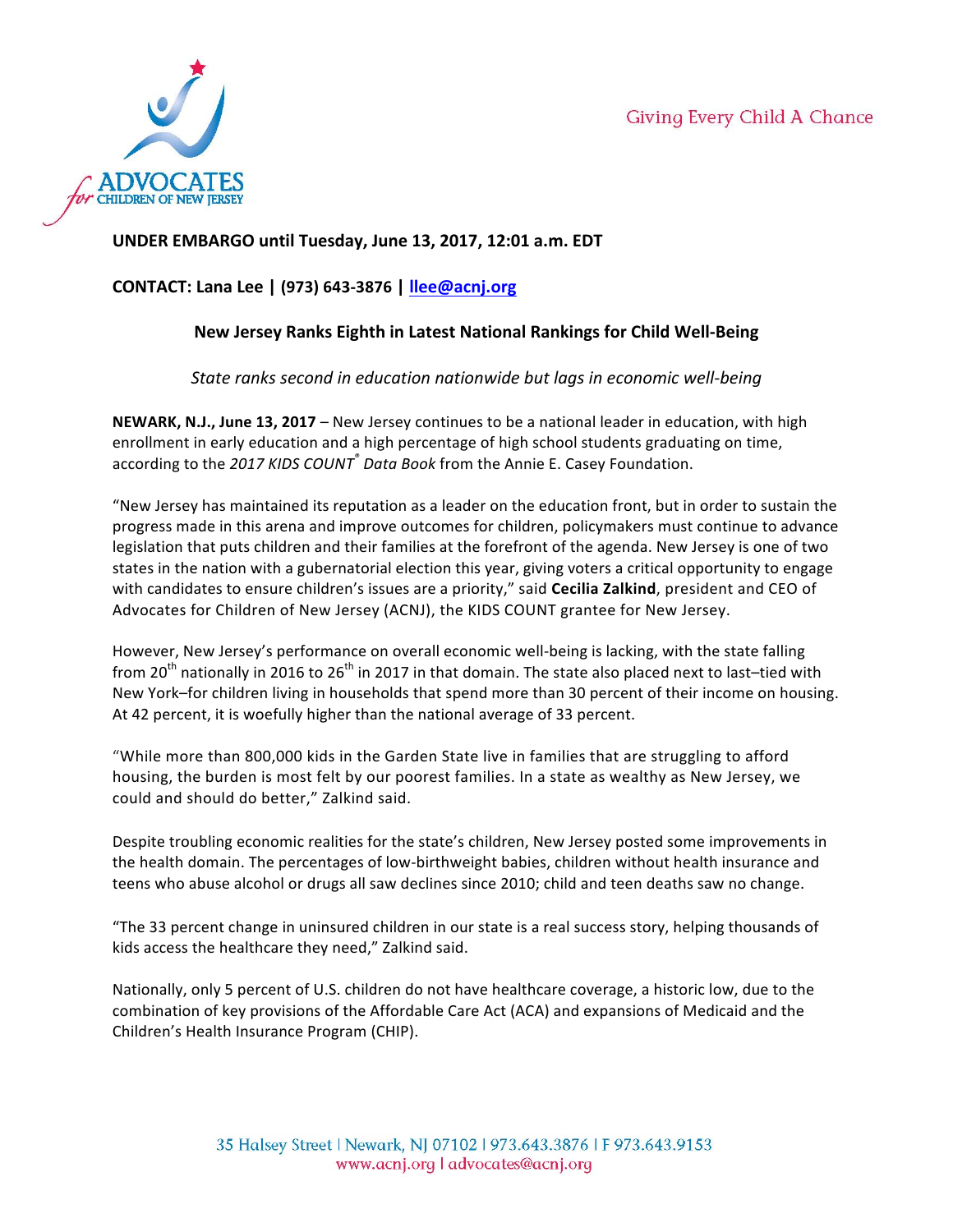ADVOCATES for CHILDREN OF NEW JERSEY

Giving Every Child A Chance

**UNDER EMBARGO until Tuesday, June 13, 2017, 12:01 a.m. EDT**

**CONTACT: Lana Lee | (973) 643-3876 | [llee@acnj.org](mailto:llee@acnj.org)**

# New Jersey Ranks Eighth in Latest National Rankings for Child Well-Being

*State ranks second in education nationwide but lags in economic well-being*

**NEWARK, N.J., June 13, 2017** – New Jersey continues to be a national leader in education, with high enrollment in early education and a high percentage of high school students graduating on time, according to the *2017 KIDS COUNT® Data Book* from the Annie E. Casey Foundation.

"New Jersey has maintained its reputation as a leader on the education front, but in order to sustain the progress made in this arena and improve outcomes for children, policymakers must continue to advance legislation that puts children and their families at the forefront of the agenda. New Jersey is one of two states in the nation with a gubernatorial election this year, giving voters a critical opportunity to engage with candidates to ensure children's issues are a priority," said **Cecilia Zalkind**, president and CEO of Advocates for Children of New Jersey (ACNJ), the KIDS COUNT grantee for New Jersey.

However, New Jersey's performance on overall economic well-being is lacking, with the state falling from 20th nationally in 2016 to 26th in 2017 in that domain. The state also placed next to last–tied with New York–for children living in households that spend more than 30 percent of their income on housing. At 42 percent, it is woefully higher than the national average of 33 percent.

"While more than 800,000 kids in the Garden State live in families that are struggling to afford housing, the burden is most felt by our poorest families. In a state as wealthy as New Jersey, we could and should do better," Zalkind said.

Despite troubling economic realities for the state's children, New Jersey posted some improvements in the health domain. The percentages of low-birthweight babies, children without health insurance and teens who abuse alcohol or drugs all saw declines since 2010; child and teen deaths saw no change.

"The 33 percent change in uninsured children in our state is a real success story, helping thousands of kids access the healthcare they need," Zalkind said.

Nationally, only 5 percent of U.S. children do not have healthcare coverage, a historic low, due to the combination of key provisions of the Affordable Care Act (ACA) and expansions of Medicaid and the Children's Health Insurance Program (CHIP).

35 Halsey Street | Newark, NJ 07102 | 973.643.3876 | F 973.643.9153
www.acnj.org | advocates@acnj.org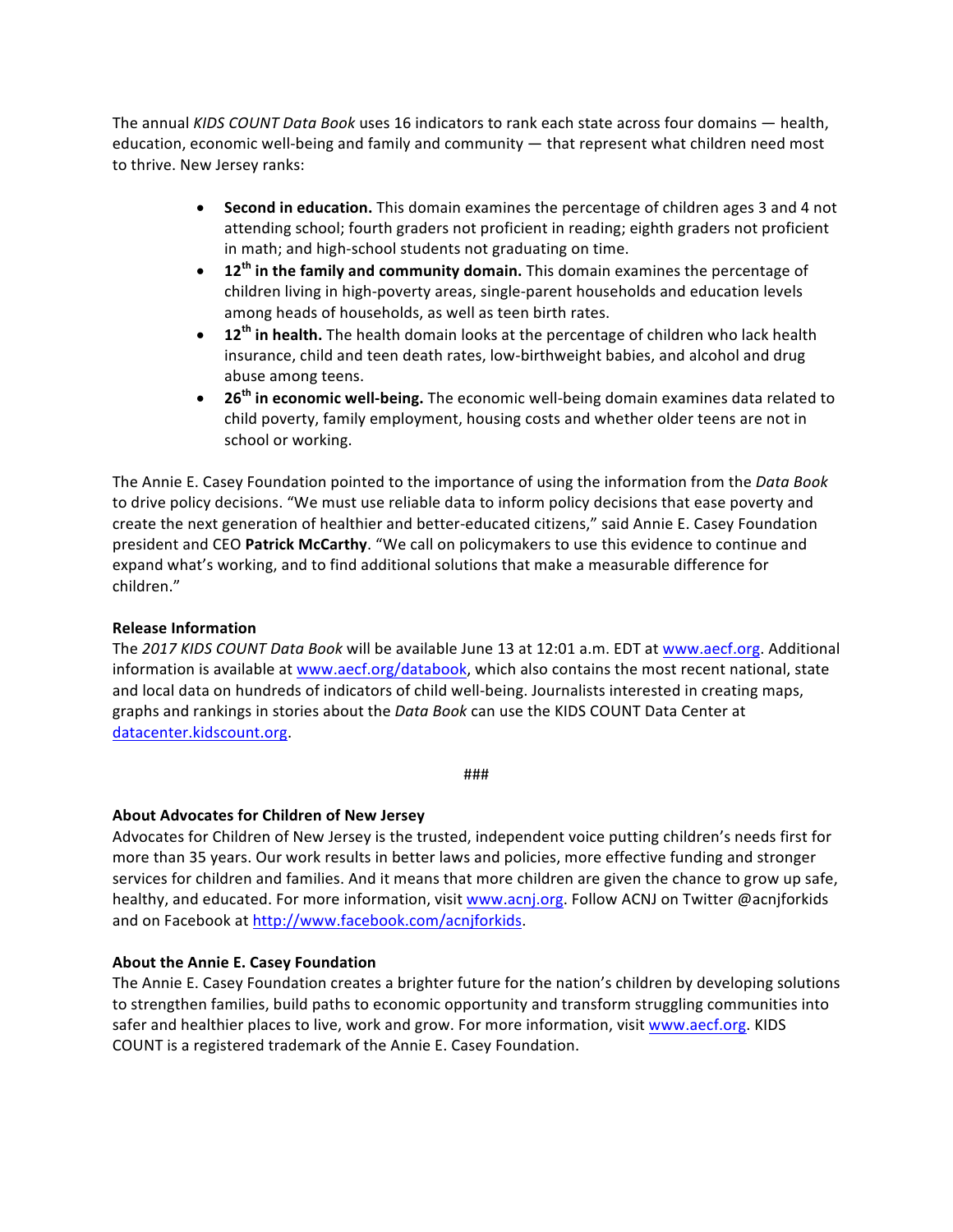The annual *KIDS COUNT Data Book* uses 16 indicators to rank each state across four domains — health, education, economic well-being and family and community — that represent what children need most to thrive. New Jersey ranks:

- **Second in education.** This domain examines the percentage of children ages 3 and 4 not attending school; fourth graders not proficient in reading; eighth graders not proficient in math; and high-school students not graduating on time.
- **12th in the family and community domain.** This domain examines the percentage of children living in high-poverty areas, single-parent households and education levels among heads of households, as well as teen birth rates.
- **12th in health.** The health domain looks at the percentage of children who lack health insurance, child and teen death rates, low-birthweight babies, and alcohol and drug abuse among teens.
- **26th in economic well-being.** The economic well-being domain examines data related to child poverty, family employment, housing costs and whether older teens are not in school or working.

The Annie E. Casey Foundation pointed to the importance of using the information from the *Data Book* to drive policy decisions. "We must use reliable data to inform policy decisions that ease poverty and create the next generation of healthier and better-educated citizens," said Annie E. Casey Foundation president and CEO **Patrick McCarthy**. "We call on policymakers to use this evidence to continue and expand what's working, and to find additional solutions that make a measurable difference for children."

**Release Information**
The *2017 KIDS COUNT Data Book* will be available June 13 at 12:01 a.m. EDT at www.aecf.org. Additional information is available at www.aecf.org/databook, which also contains the most recent national, state and local data on hundreds of indicators of child well-being. Journalists interested in creating maps, graphs and rankings in stories about the *Data Book* can use the KIDS COUNT Data Center at datacenter.kidscount.org.

###

**About Advocates for Children of New Jersey**
Advocates for Children of New Jersey is the trusted, independent voice putting children's needs first for more than 35 years. Our work results in better laws and policies, more effective funding and stronger services for children and families. And it means that more children are given the chance to grow up safe, healthy, and educated. For more information, visit www.acnj.org. Follow ACNJ on Twitter @acnjforkids and on Facebook at http://www.facebook.com/acnjforkids.

**About the Annie E. Casey Foundation**
The Annie E. Casey Foundation creates a brighter future for the nation's children by developing solutions to strengthen families, build paths to economic opportunity and transform struggling communities into safer and healthier places to live, work and grow. For more information, visit www.aecf.org. KIDS COUNT is a registered trademark of the Annie E. Casey Foundation.